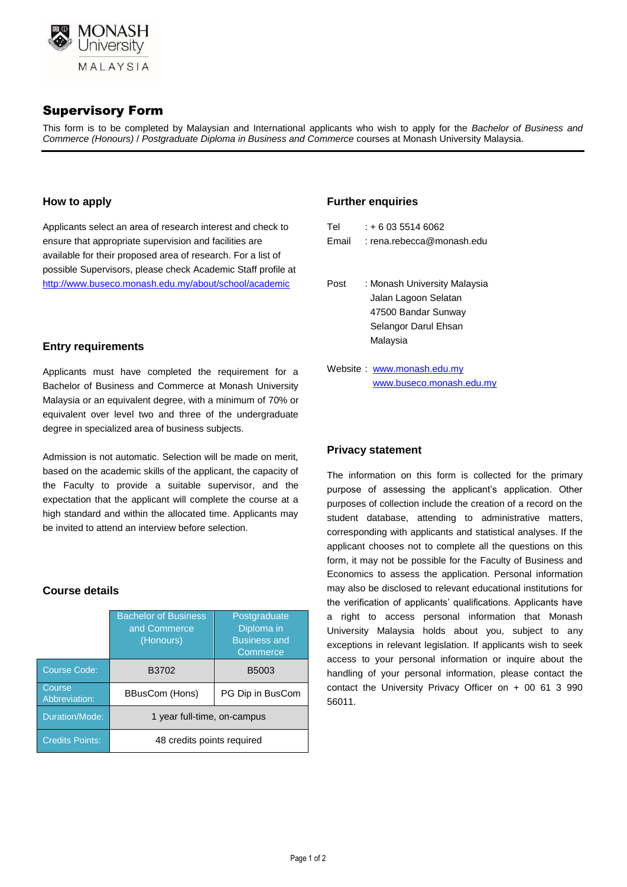MONASH University MALAYSIA

# Supervisory Form

This form is to be completed by Malaysian and International applicants who wish to apply for the *Bachelor of Business and Commerce (Honours)* / *Postgraduate Diploma in Business and Commerce* courses at Monash University Malaysia.

## How to apply

Applicants select an area of research interest and check to ensure that appropriate supervision and facilities are available for their proposed area of research. For a list of possible Supervisors, please check Academic Staff profile at http://www.buseco.monash.edu.my/about/school/academic

## Entry requirements

Applicants must have completed the requirement for a Bachelor of Business and Commerce at Monash University Malaysia or an equivalent degree, with a minimum of 70% or equivalent over level two and three of the undergraduate degree in specialized area of business subjects.

Admission is not automatic. Selection will be made on merit, based on the academic skills of the applicant, the capacity of the Faculty to provide a suitable supervisor, and the expectation that the applicant will complete the course at a high standard and within the allocated time. Applicants may be invited to attend an interview before selection.

## Course details

| | Bachelor of Business and Commerce (Honours) | Postgraduate Diploma in Business and Commerce |
|---|---|---|
| Course Code: | B3702 | B5003 |
| Course Abbreviation: | BBusCom (Hons) | PG Dip in BusCom |
| Duration/Mode: | 1 year full-time, on-campus | |
| Credits Points: | 48 credits points required | |

## Further enquiries

Tel : + 6 03 5514 6062
Email : rena.rebecca@monash.edu

Post : Monash University Malaysia
Jalan Lagoon Selatan
47500 Bandar Sunway
Selangor Darul Ehsan
Malaysia

Website : www.monash.edu.my
www.buseco.monash.edu.my

## Privacy statement

The information on this form is collected for the primary purpose of assessing the applicant's application. Other purposes of collection include the creation of a record on the student database, attending to administrative matters, corresponding with applicants and statistical analyses. If the applicant chooses not to complete all the questions on this form, it may not be possible for the Faculty of Business and Economics to assess the application. Personal information may also be disclosed to relevant educational institutions for the verification of applicants' qualifications. Applicants have a right to access personal information that Monash University Malaysia holds about you, subject to any exceptions in relevant legislation. If applicants wish to seek access to your personal information or inquire about the handling of your personal information, please contact the contact the University Privacy Officer on + 00 61 3 990 56011.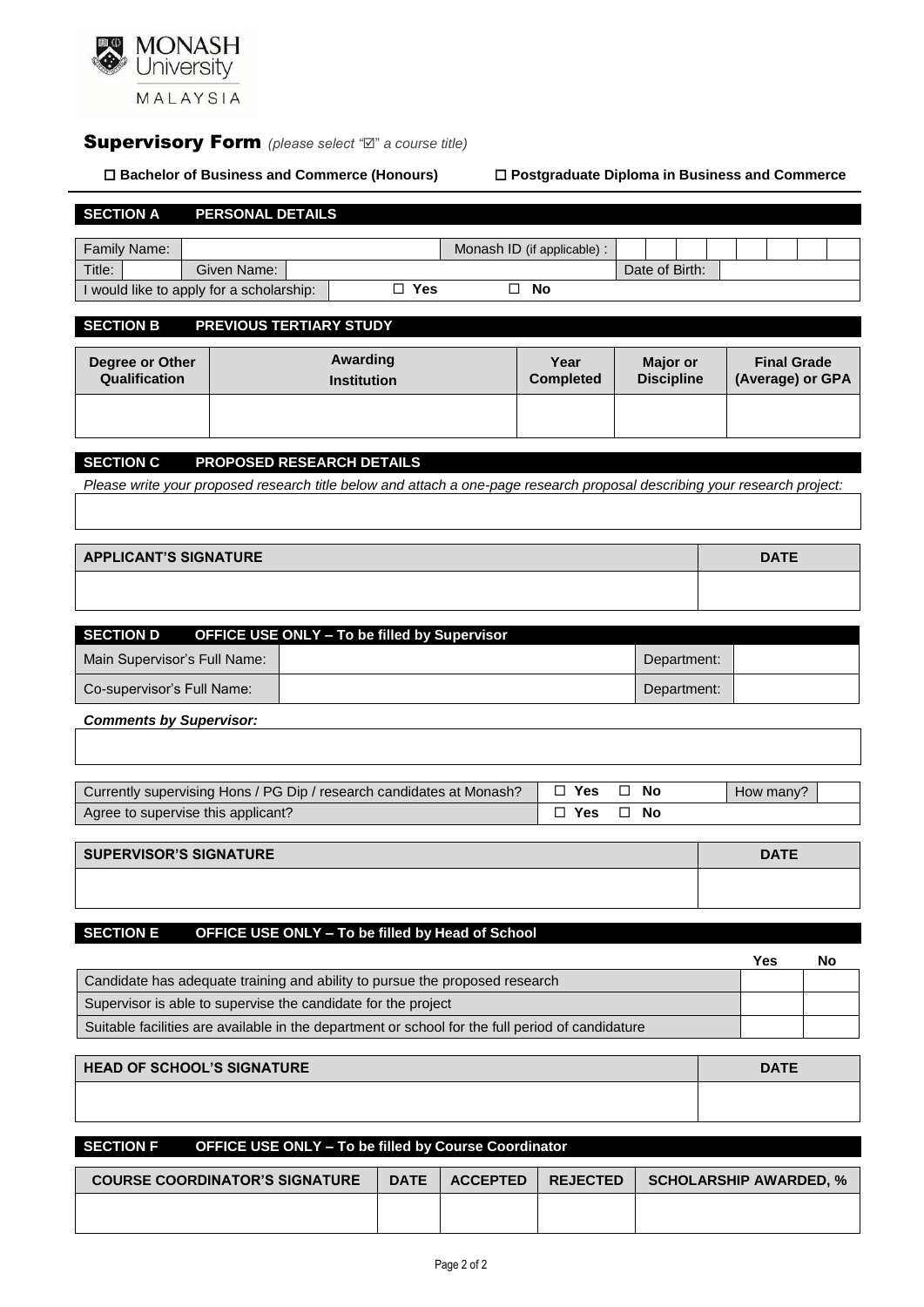MONASH University MALAYSIA

## Supervisory Form *(please select "☑" a course title)*

☐ **Bachelor of Business and Commerce (Honours)** ☐ **Postgraduate Diploma in Business and Commerce**

### SECTION A PERSONAL DETAILS

| | | | | |
|---|---|---|---|---|
| Family Name: | | | Monash ID (if applicable) : | |
| Title: | | Given Name: | | Date of Birth: |
| I would like to apply for a scholarship: | | ☐ Yes | ☐ No | |

### SECTION B PREVIOUS TERTIARY STUDY

| Degree or Other Qualification | Awarding Institution | Year Completed | Major or Discipline | Final Grade (Average) or GPA |
|---|---|---|---|---|
| | | | | |

### SECTION C PROPOSED RESEARCH DETAILS

*Please write your proposed research title below and attach a one-page research proposal describing your research project:*

| APPLICANT'S SIGNATURE | DATE |
|---|---|
| | |

### SECTION D OFFICE USE ONLY – To be filled by Supervisor

| | | | |
|---|---|---|---|
| Main Supervisor's Full Name: | | Department: | |
| Co-supervisor's Full Name: | | Department: | |

***Comments by Supervisor:***

| | | | |
|---|---|---|---|
| Currently supervising Hons / PG Dip / research candidates at Monash? | ☐ Yes ☐ No | How many? | |
| Agree to supervise this applicant? | ☐ Yes ☐ No | | |

| SUPERVISOR'S SIGNATURE | DATE |
|---|---|
| | |

### SECTION E OFFICE USE ONLY – To be filled by Head of School

| | Yes | No |
|---|---|---|
| Candidate has adequate training and ability to pursue the proposed research | | |
| Supervisor is able to supervise the candidate for the project | | |
| Suitable facilities are available in the department or school for the full period of candidature | | |

| HEAD OF SCHOOL'S SIGNATURE | DATE |
|---|---|
| | |

### SECTION F OFFICE USE ONLY – To be filled by Course Coordinator

| COURSE COORDINATOR'S SIGNATURE | DATE | ACCEPTED | REJECTED | SCHOLARSHIP AWARDED, % |
|---|---|---|---|---|
| | | | | |